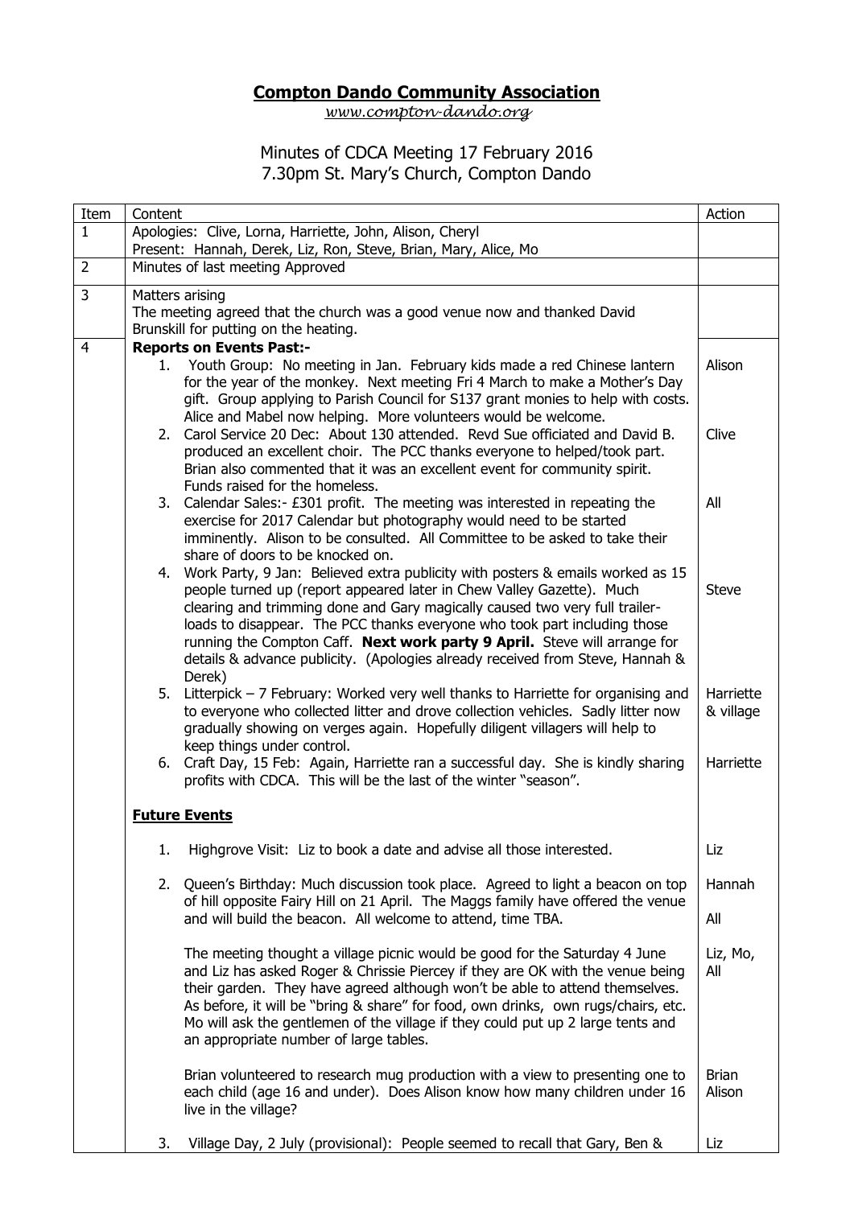**Compton Dando Community Association**

*www.compton-dando.org*

Minutes of CDCA Meeting 17 February 2016
7.30pm St. Mary's Church, Compton Dando

| Item | Content | Action |
|---|---|---|
| 1 | Apologies: Clive, Lorna, Harriette, John, Alison, Cheryl<br>Present: Hannah, Derek, Liz, Ron, Steve, Brian, Mary, Alice, Mo | |
| 2 | Minutes of last meeting Approved | |
| 3 | Matters arising<br>The meeting agreed that the church was a good venue now and thanked David Brunskill for putting on the heating. | |
| 4 | **Reports on Events Past:-** | |
| | 1. Youth Group: No meeting in Jan. February kids made a red Chinese lantern for the year of the monkey. Next meeting Fri 4 March to make a Mother's Day gift. Group applying to Parish Council for S137 grant monies to help with costs. Alice and Mabel now helping. More volunteers would be welcome. | Alison |
| | 2. Carol Service 20 Dec: About 130 attended. Revd Sue officiated and David B. produced an excellent choir. The PCC thanks everyone to helped/took part. Brian also commented that it was an excellent event for community spirit. Funds raised for the homeless. | Clive |
| | 3. Calendar Sales:- £301 profit. The meeting was interested in repeating the exercise for 2017 Calendar but photography would need to be started imminently. Alison to be consulted. All Committee to be asked to take their share of doors to be knocked on. | All |
| | 4. Work Party, 9 Jan: Believed extra publicity with posters & emails worked as 15 people turned up (report appeared later in Chew Valley Gazette). Much clearing and trimming done and Gary magically caused two very full trailer-loads to disappear. The PCC thanks everyone who took part including those running the Compton Caff. **Next work party 9 April.** Steve will arrange for details & advance publicity. (Apologies already received from Steve, Hannah & Derek) | Steve |
| | 5. Litterpick – 7 February: Worked very well thanks to Harriette for organising and to everyone who collected litter and drove collection vehicles. Sadly litter now gradually showing on verges again. Hopefully diligent villagers will help to keep things under control. | Harriette & village |
| | 6. Craft Day, 15 Feb: Again, Harriette ran a successful day. She is kindly sharing profits with CDCA. This will be the last of the winter "season". | Harriette |
| | **Future Events** | |
| | 1. Highgrove Visit: Liz to book a date and advise all those interested. | Liz |
| | 2. Queen's Birthday: Much discussion took place. Agreed to light a beacon on top of hill opposite Fairy Hill on 21 April. The Maggs family have offered the venue and will build the beacon. All welcome to attend, time TBA. | Hannah<br>All |
| | The meeting thought a village picnic would be good for the Saturday 4 June and Liz has asked Roger & Chrissie Piercey if they are OK with the venue being their garden. They have agreed although won't be able to attend themselves. As before, it will be "bring & share" for food, own drinks, own rugs/chairs, etc. Mo will ask the gentlemen of the village if they could put up 2 large tents and an appropriate number of large tables. | Liz, Mo, All |
| | Brian volunteered to research mug production with a view to presenting one to each child (age 16 and under). Does Alison know how many children under 16 live in the village? | Brian<br>Alison |
| | 3. Village Day, 2 July (provisional): People seemed to recall that Gary, Ben & | Liz |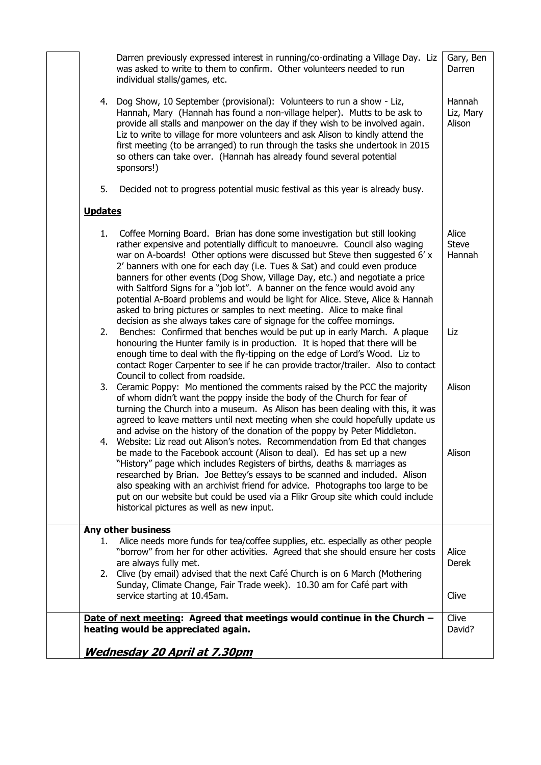| | | |
|---|---|---|
| | Darren previously expressed interest in running/co-ordinating a Village Day. Liz was asked to write to them to confirm. Other volunteers needed to run individual stalls/games, etc.<br><br>4. Dog Show, 10 September (provisional): Volunteers to run a show - Liz, Hannah, Mary (Hannah has found a non-village helper). Mutts to be ask to provide all stalls and manpower on the day if they wish to be involved again. Liz to write to village for more volunteers and ask Alison to kindly attend the first meeting (to be arranged) to run through the tasks she undertook in 2015 so others can take over. (Hannah has already found several potential sponsors!)<br><br>5. Decided not to progress potential music festival as this year is already busy.<br><br>**Updates**<br><br>1. Coffee Morning Board. Brian has done some investigation but still looking rather expensive and potentially difficult to manoeuvre. Council also waging war on A-boards! Other options were discussed but Steve then suggested 6' x 2' banners with one for each day (i.e. Tues & Sat) and could even produce banners for other events (Dog Show, Village Day, etc.) and negotiate a price with Saltford Signs for a "job lot". A banner on the fence would avoid any potential A-Board problems and would be light for Alice. Steve, Alice & Hannah asked to bring pictures or samples to next meeting. Alice to make final decision as she always takes care of signage for the coffee mornings.<br>2. Benches: Confirmed that benches would be put up in early March. A plaque honouring the Hunter family is in production. It is hoped that there will be enough time to deal with the fly-tipping on the edge of Lord's Wood. Liz to contact Roger Carpenter to see if he can provide tractor/trailer. Also to contact Council to collect from roadside.<br>3. Ceramic Poppy: Mo mentioned the comments raised by the PCC the majority of whom didn't want the poppy inside the body of the Church for fear of turning the Church into a museum. As Alison has been dealing with this, it was agreed to leave matters until next meeting when she could hopefully update us and advise on the history of the donation of the poppy by Peter Middleton.<br>4. Website: Liz read out Alison's notes. Recommendation from Ed that changes be made to the Facebook account (Alison to deal). Ed has set up a new "History" page which includes Registers of births, deaths & marriages as researched by Brian. Joe Bettey's essays to be scanned and included. Alison also speaking with an archivist friend for advice. Photographs too large to be put on our website but could be used via a Flikr Group site which could include historical pictures as well as new input. | Gary, Ben<br>Darren<br><br>Hannah<br>Liz, Mary<br>Alison<br><br>Alice<br>Steve<br>Hannah<br><br>Liz<br><br>Alison<br><br>Alison |
| | **Any other business**<br>1. Alice needs more funds for tea/coffee supplies, etc. especially as other people "borrow" from her for other activities. Agreed that she should ensure her costs are always fully met.<br>2. Clive (by email) advised that the next Café Church is on 6 March (Mothering Sunday, Climate Change, Fair Trade week). 10.30 am for Café part with service starting at 10.45am. | Alice<br>Derek<br><br>Clive |
| | **Date of next meeting: Agreed that meetings would continue in the Church – heating would be appreciated again.**<br><br>***Wednesday 20 April at 7.30pm*** | Clive<br>David? |